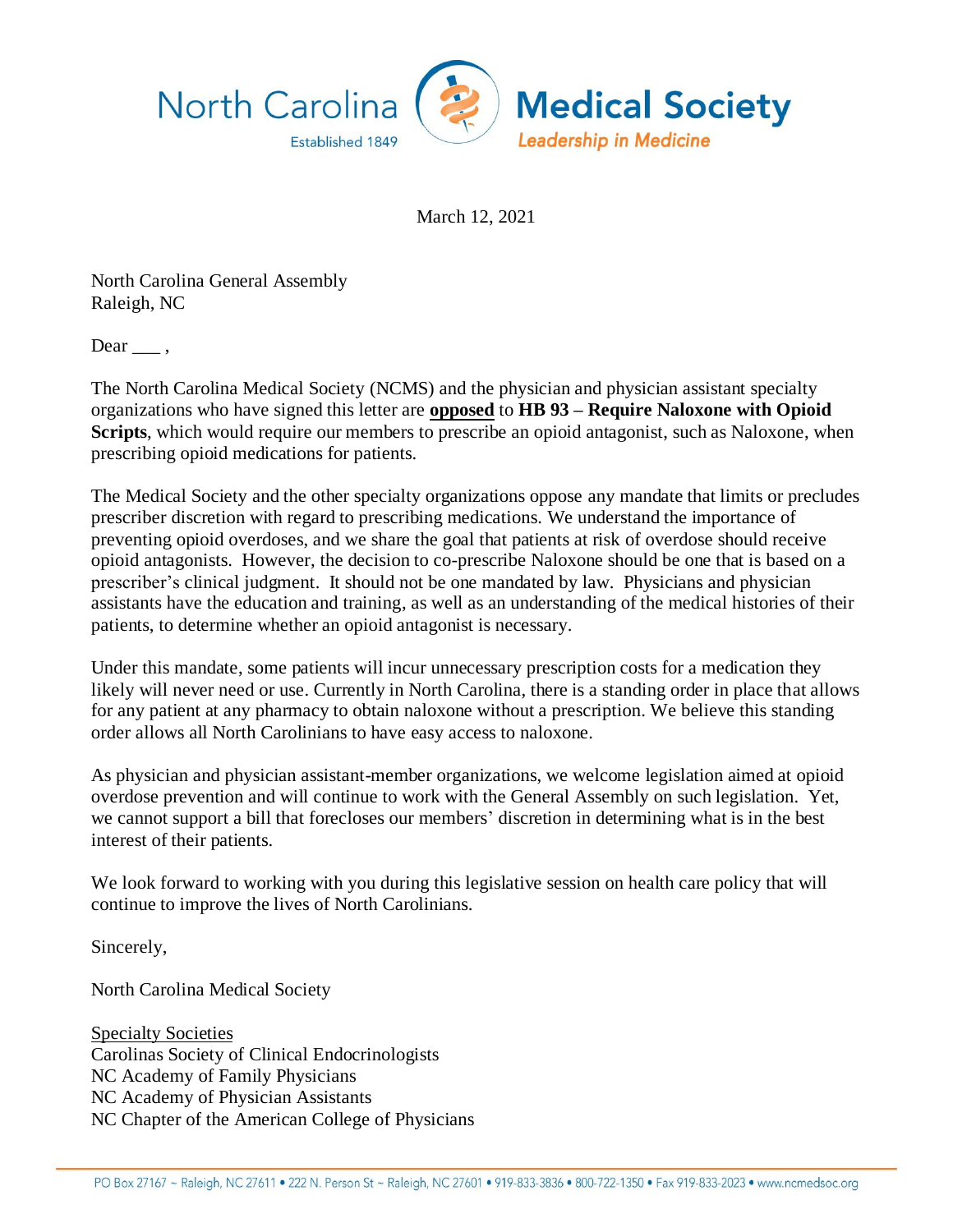North Carolina Medical Society
Established 1849
*Leadership in Medicine*

March 12, 2021

North Carolina General Assembly
Raleigh, NC

Dear ___ ,

The North Carolina Medical Society (NCMS) and the physician and physician assistant specialty organizations who have signed this letter are **opposed** to **HB 93 – Require Naloxone with Opioid Scripts**, which would require our members to prescribe an opioid antagonist, such as Naloxone, when prescribing opioid medications for patients.

The Medical Society and the other specialty organizations oppose any mandate that limits or precludes prescriber discretion with regard to prescribing medications. We understand the importance of preventing opioid overdoses, and we share the goal that patients at risk of overdose should receive opioid antagonists. However, the decision to co-prescribe Naloxone should be one that is based on a prescriber's clinical judgment. It should not be one mandated by law. Physicians and physician assistants have the education and training, as well as an understanding of the medical histories of their patients, to determine whether an opioid antagonist is necessary.

Under this mandate, some patients will incur unnecessary prescription costs for a medication they likely will never need or use. Currently in North Carolina, there is a standing order in place that allows for any patient at any pharmacy to obtain naloxone without a prescription. We believe this standing order allows all North Carolinians to have easy access to naloxone.

As physician and physician assistant-member organizations, we welcome legislation aimed at opioid overdose prevention and will continue to work with the General Assembly on such legislation. Yet, we cannot support a bill that forecloses our members' discretion in determining what is in the best interest of their patients.

We look forward to working with you during this legislative session on health care policy that will continue to improve the lives of North Carolinians.

Sincerely,

North Carolina Medical Society

Specialty Societies
Carolinas Society of Clinical Endocrinologists
NC Academy of Family Physicians
NC Academy of Physician Assistants
NC Chapter of the American College of Physicians

PO Box 27167 ~ Raleigh, NC 27611 • 222 N. Person St ~ Raleigh, NC 27601 • 919-833-3836 • 800-722-1350 • Fax 919-833-2023 • www.ncmedsoc.org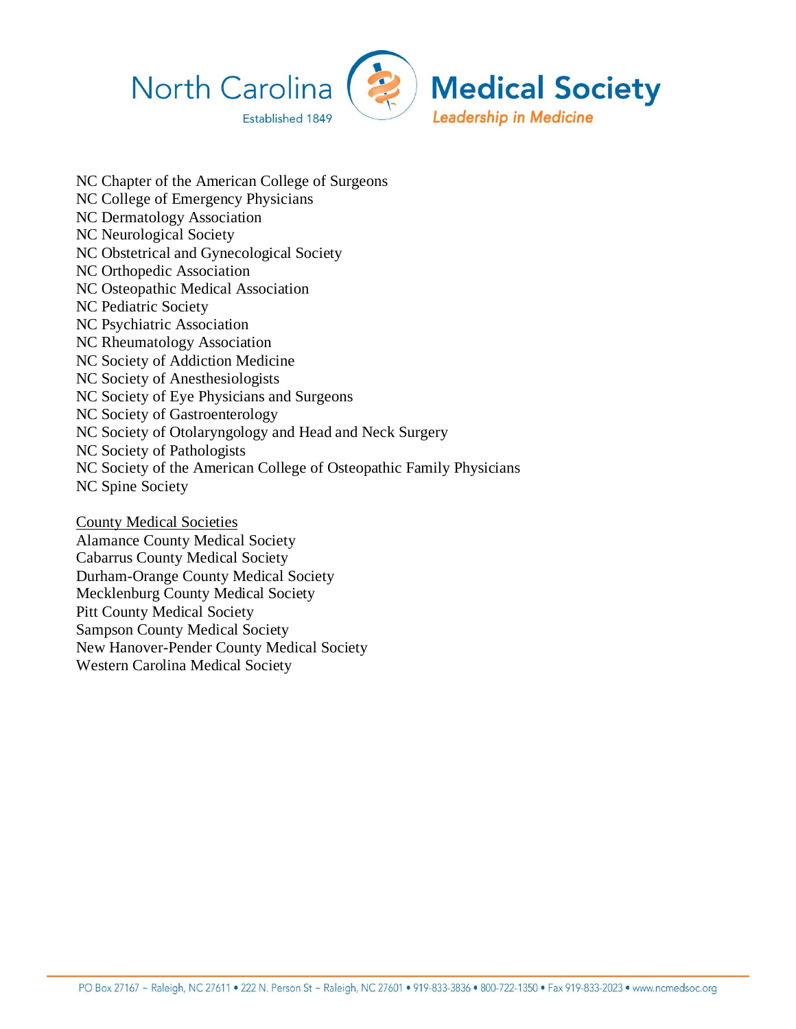NC Chapter of the American College of Surgeons
NC College of Emergency Physicians
NC Dermatology Association
NC Neurological Society
NC Obstetrical and Gynecological Society
NC Orthopedic Association
NC Osteopathic Medical Association
NC Pediatric Society
NC Psychiatric Association
NC Rheumatology Association
NC Society of Addiction Medicine
NC Society of Anesthesiologists
NC Society of Eye Physicians and Surgeons
NC Society of Gastroenterology
NC Society of Otolaryngology and Head and Neck Surgery
NC Society of Pathologists
NC Society of the American College of Osteopathic Family Physicians
NC Spine Society

<u>County Medical Societies</u>
Alamance County Medical Society
Cabarrus County Medical Society
Durham-Orange County Medical Society
Mecklenburg County Medical Society
Pitt County Medical Society
Sampson County Medical Society
New Hanover-Pender County Medical Society
Western Carolina Medical Society